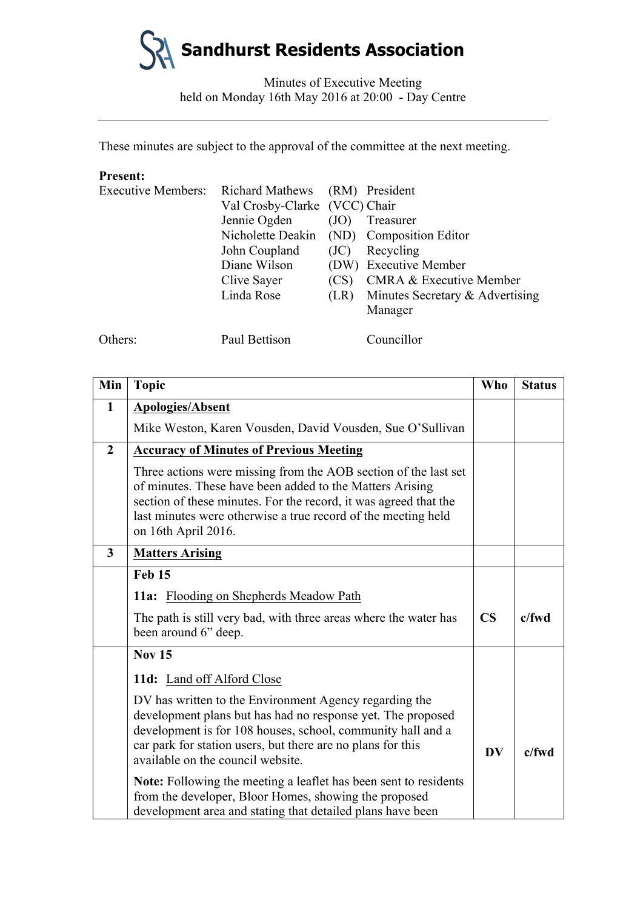# Sandhurst Residents Association

Minutes of Executive Meeting
held on Monday 16th May 2016 at 20:00 - Day Centre

---

These minutes are subject to the approval of the committee at the next meeting.

**Present:**

| | | | |
|---|---|---|---|
| Executive Members: | Richard Mathews | (RM) | President |
| | Val Crosby-Clarke | (VCC) | Chair |
| | Jennie Ogden | (JO) | Treasurer |
| | Nicholette Deakin | (ND) | Composition Editor |
| | John Coupland | (JC) | Recycling |
| | Diane Wilson | (DW) | Executive Member |
| | Clive Sayer | (CS) | CMRA & Executive Member |
| | Linda Rose | (LR) | Minutes Secretary & Advertising Manager |
| Others: | Paul Bettison | | Councillor |

| Min | Topic | Who | Status |
|---|---|---|---|
| **1** | **Apologies/Absent**<br><br>Mike Weston, Karen Vousden, David Vousden, Sue O'Sullivan | | |
| **2** | **Accuracy of Minutes of Previous Meeting**<br><br>Three actions were missing from the AOB section of the last set of minutes. These have been added to the Matters Arising section of these minutes. For the record, it was agreed that the last minutes were otherwise a true record of the meeting held on 16th April 2016. | | |
| **3** | **Matters Arising** | | |
| | **Feb 15**<br><br>**11a:** Flooding on Shepherds Meadow Path<br><br>The path is still very bad, with three areas where the water has been around 6" deep. | **CS** | **c/fwd** |
| | **Nov 15**<br><br>**11d:** Land off Alford Close<br><br>DV has written to the Environment Agency regarding the development plans but has had no response yet. The proposed development is for 108 houses, school, community hall and a car park for station users, but there are no plans for this available on the council website.<br><br>**Note:** Following the meeting a leaflet has been sent to residents from the developer, Bloor Homes, showing the proposed development area and stating that detailed plans have been | **DV** | **c/fwd** |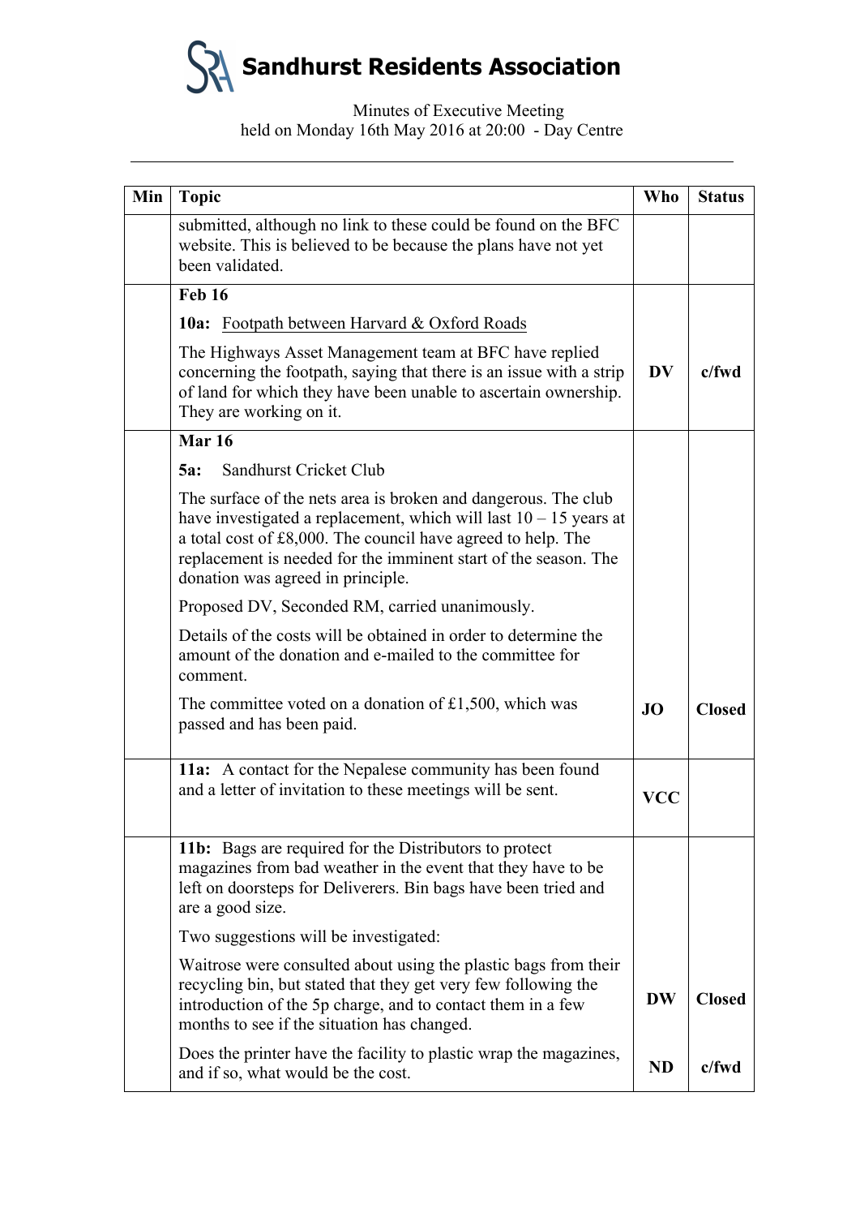# Sandhurst Residents Association

Minutes of Executive Meeting
held on Monday 16th May 2016 at 20:00 - Day Centre

| Min | Topic | Who | Status |
|---|---|---|---|
| | submitted, although no link to these could be found on the BFC website. This is believed to be because the plans have not yet been validated. | | |
| | **Feb 16**<br>**10a:** Footpath between Harvard & Oxford Roads<br>The Highways Asset Management team at BFC have replied concerning the footpath, saying that there is an issue with a strip of land for which they have been unable to ascertain ownership. They are working on it. | **DV** | **c/fwd** |
| | **Mar 16**<br>**5a:** Sandhurst Cricket Club<br>The surface of the nets area is broken and dangerous. The club have investigated a replacement, which will last 10 – 15 years at a total cost of £8,000. The council have agreed to help. The replacement is needed for the imminent start of the season. The donation was agreed in principle.<br>Proposed DV, Seconded RM, carried unanimously.<br>Details of the costs will be obtained in order to determine the amount of the donation and e-mailed to the committee for comment.<br>The committee voted on a donation of £1,500, which was passed and has been paid. | **JO** | **Closed** |
| | **11a:** A contact for the Nepalese community has been found and a letter of invitation to these meetings will be sent. | **VCC** | |
| | **11b:** Bags are required for the Distributors to protect magazines from bad weather in the event that they have to be left on doorsteps for Deliverers. Bin bags have been tried and are a good size.<br>Two suggestions will be investigated:<br>Waitrose were consulted about using the plastic bags from their recycling bin, but stated that they get very few following the introduction of the 5p charge, and to contact them in a few months to see if the situation has changed. | **DW** | **Closed** |
| | Does the printer have the facility to plastic wrap the magazines, and if so, what would be the cost. | **ND** | **c/fwd** |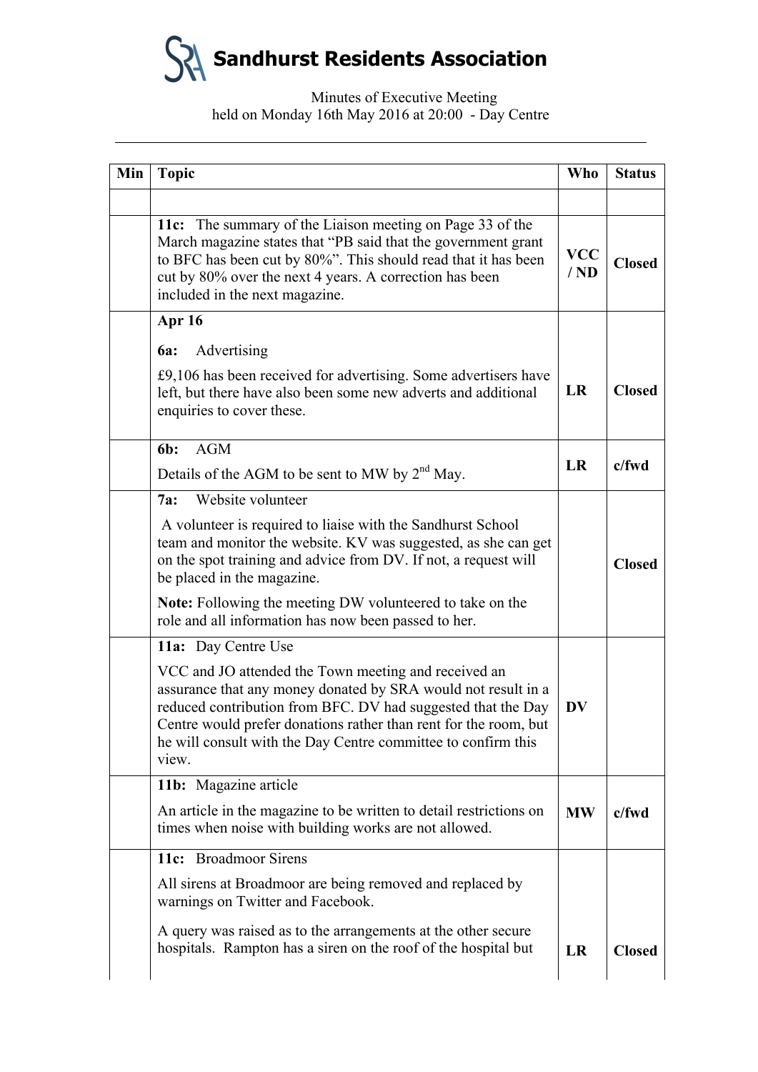# Sandhurst Residents Association

Minutes of Executive Meeting
held on Monday 16th May 2016 at 20:00 - Day Centre

| Min | Topic | Who | Status |
|---|---|---|---|
| | | | |
| | **11c:** The summary of the Liaison meeting on Page 33 of the March magazine states that "PB said that the government grant to BFC has been cut by 80%". This should read that it has been cut by 80% over the next 4 years. A correction has been included in the next magazine. | **VCC / ND** | **Closed** |
| | **Apr 16**<br><br>**6a:** Advertising<br><br>£9,106 has been received for advertising. Some advertisers have left, but there have also been some new adverts and additional enquiries to cover these. | **LR** | **Closed** |
| | **6b:** AGM<br><br>Details of the AGM to be sent to MW by 2nd May. | **LR** | **c/fwd** |
| | **7a:** Website volunteer<br><br>A volunteer is required to liaise with the Sandhurst School team and monitor the website. KV was suggested, as she can get on the spot training and advice from DV. If not, a request will be placed in the magazine.<br><br>**Note:** Following the meeting DW volunteered to take on the role and all information has now been passed to her. | | **Closed** |
| | **11a:** Day Centre Use<br><br>VCC and JO attended the Town meeting and received an assurance that any money donated by SRA would not result in a reduced contribution from BFC. DV had suggested that the Day Centre would prefer donations rather than rent for the room, but he will consult with the Day Centre committee to confirm this view. | **DV** | |
| | **11b:** Magazine article<br><br>An article in the magazine to be written to detail restrictions on times when noise with building works are not allowed. | **MW** | **c/fwd** |
| | **11c:** Broadmoor Sirens<br><br>All sirens at Broadmoor are being removed and replaced by warnings on Twitter and Facebook.<br><br>A query was raised as to the arrangements at the other secure hospitals. Rampton has a siren on the roof of the hospital but | **LR** | **Closed** |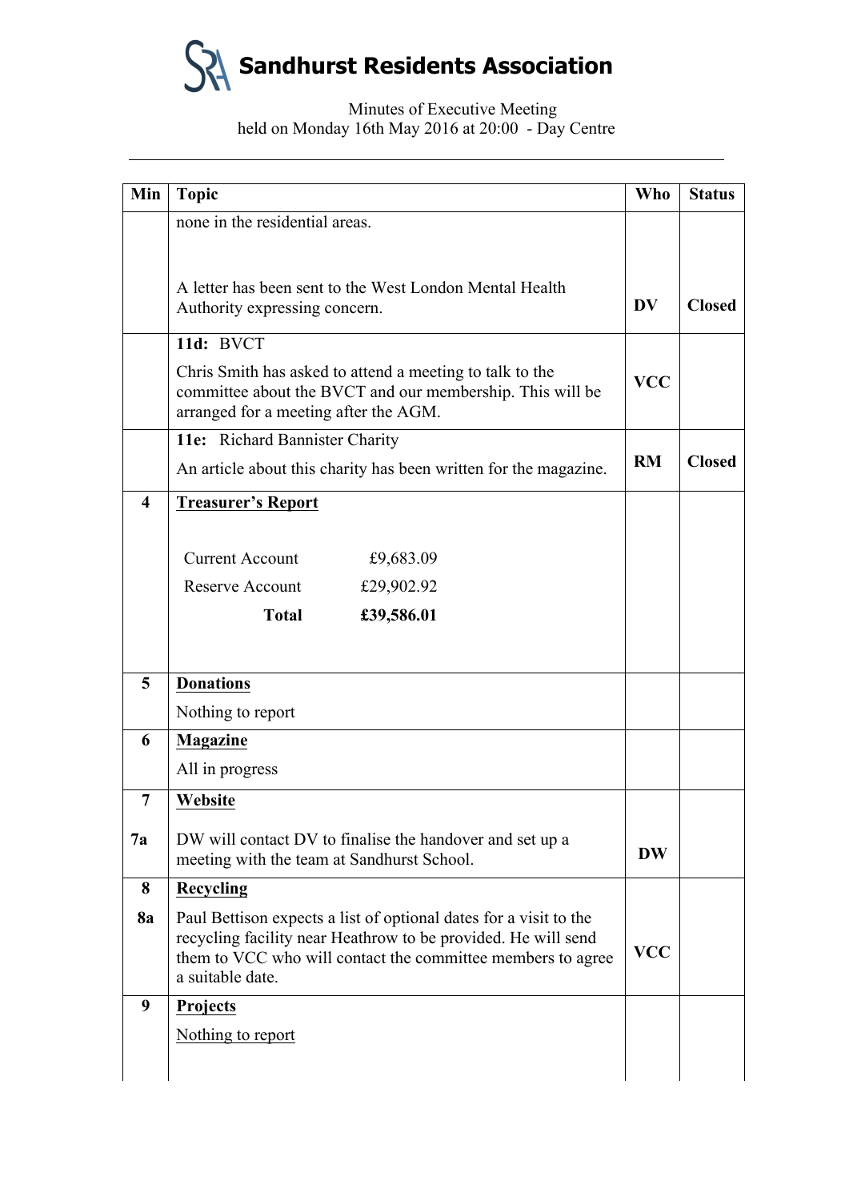# Sandhurst Residents Association

Minutes of Executive Meeting
held on Monday 16th May 2016 at 20:00 - Day Centre

| Min | Topic | Who | Status |
|---|---|---|---|
| | none in the residential areas.<br><br>A letter has been sent to the West London Mental Health Authority expressing concern. | DV | Closed |
| | **11d:** BVCT<br>Chris Smith has asked to attend a meeting to talk to the committee about the BVCT and our membership. This will be arranged for a meeting after the AGM. | VCC | |
| | **11e:** Richard Bannister Charity<br>An article about this charity has been written for the magazine. | RM | Closed |
| **4** | **Treasurer's Report**<br><br>Current Account £9,683.09<br>Reserve Account £29,902.92<br>**Total** **£39,586.01** | | |
| **5** | **Donations**<br>Nothing to report | | |
| **6** | **Magazine**<br>All in progress | | |
| **7** | **Website** | | |
| **7a** | DW will contact DV to finalise the handover and set up a meeting with the team at Sandhurst School. | DW | |
| **8** | **Recycling** | | |
| **8a** | Paul Bettison expects a list of optional dates for a visit to the recycling facility near Heathrow to be provided. He will send them to VCC who will contact the committee members to agree a suitable date. | VCC | |
| **9** | **Projects**<br>Nothing to report | | |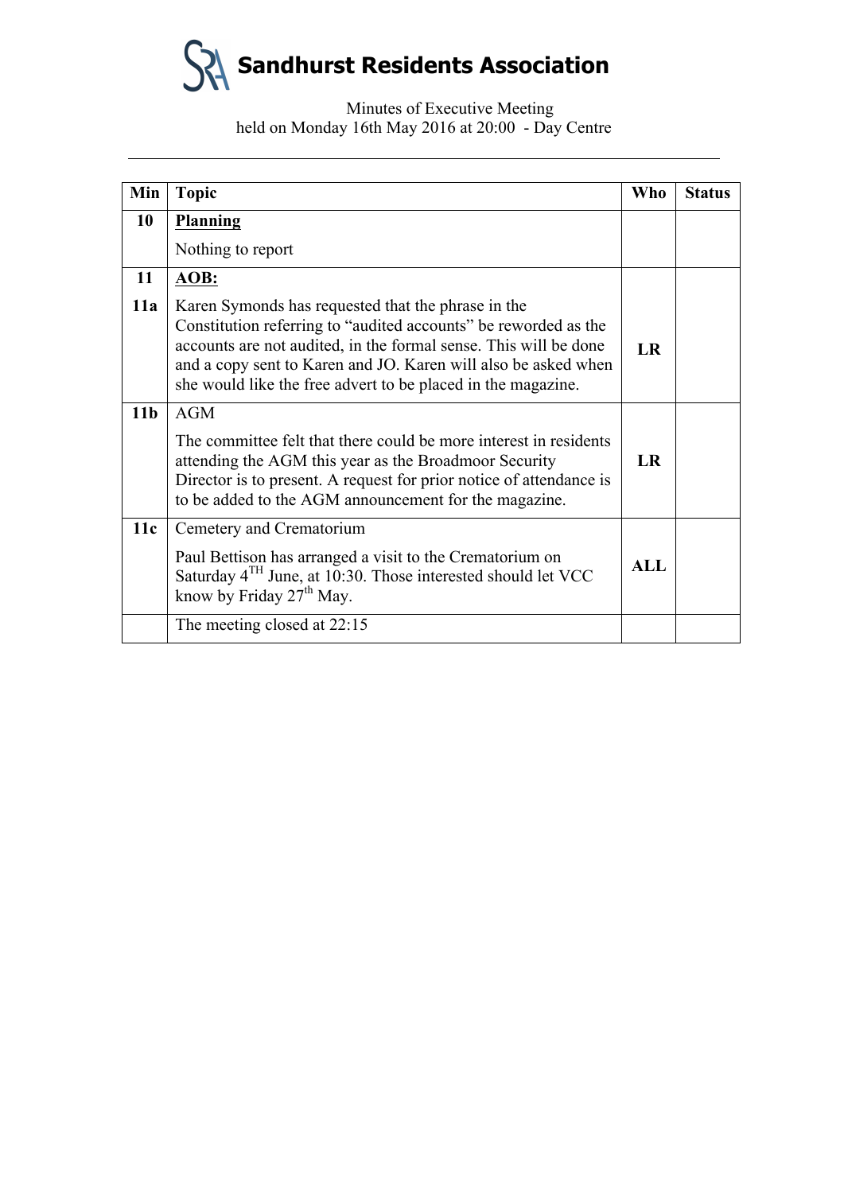# Sandhurst Residents Association

Minutes of Executive Meeting
held on Monday 16th May 2016 at 20:00 - Day Centre

| Min | Topic | Who | Status |
|---|---|---|---|
| **10** | **Planning**<br><br>Nothing to report | | |
| **11** | **AOB:** | | |
| **11a** | Karen Symonds has requested that the phrase in the Constitution referring to "audited accounts" be reworded as the accounts are not audited, in the formal sense. This will be done and a copy sent to Karen and JO. Karen will also be asked when she would like the free advert to be placed in the magazine. | **LR** | |
| **11b** | AGM<br><br>The committee felt that there could be more interest in residents attending the AGM this year as the Broadmoor Security Director is to present. A request for prior notice of attendance is to be added to the AGM announcement for the magazine. | **LR** | |
| **11c** | Cemetery and Crematorium<br><br>Paul Bettison has arranged a visit to the Crematorium on Saturday 4TH June, at 10:30. Those interested should let VCC know by Friday 27th May. | **ALL** | |
| | The meeting closed at 22:15 | | |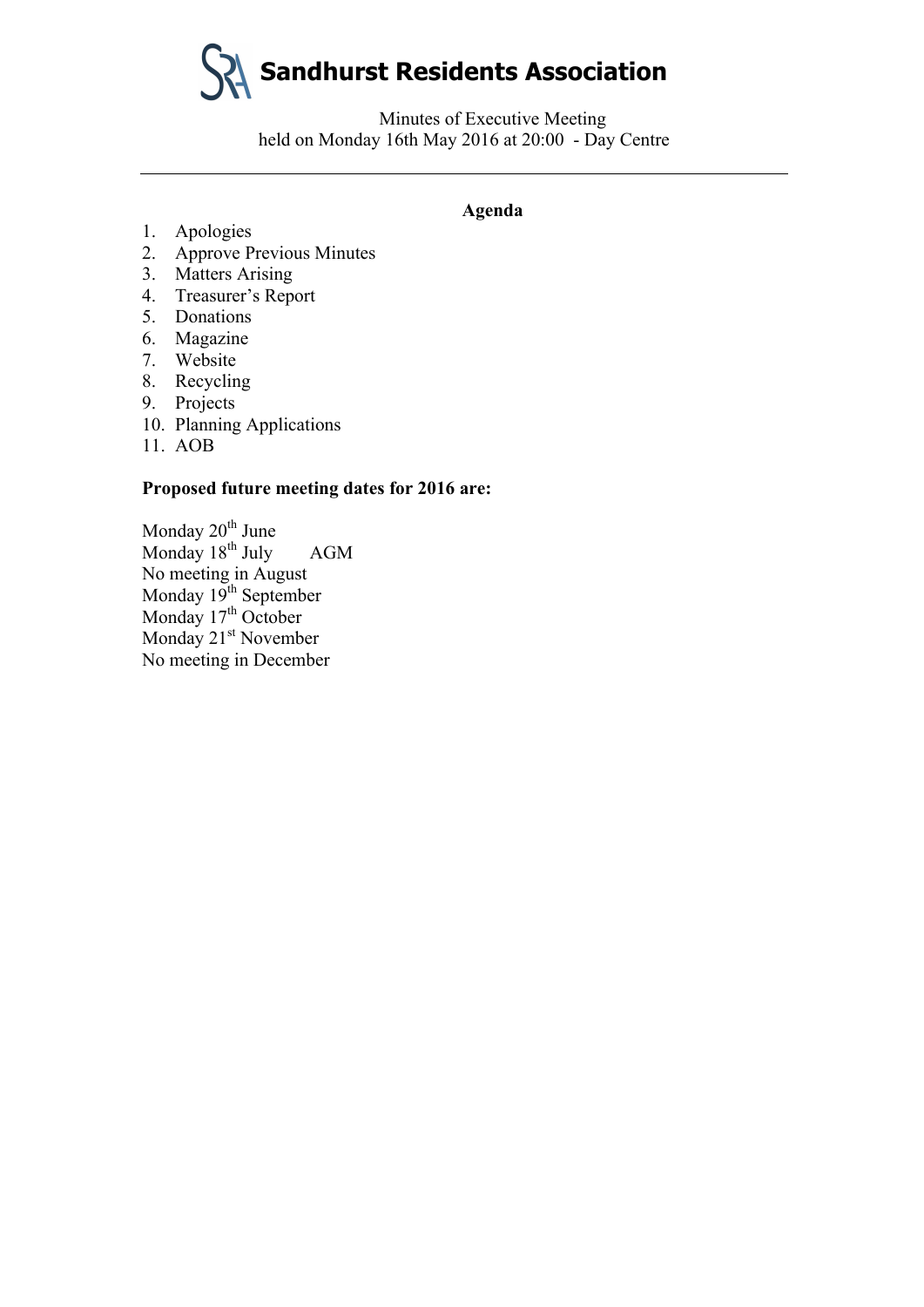# Sandhurst Residents Association

Minutes of Executive Meeting
held on Monday 16th May 2016 at 20:00 - Day Centre

---

**Agenda**

1. Apologies
2. Approve Previous Minutes
3. Matters Arising
4. Treasurer's Report
5. Donations
6. Magazine
7. Website
8. Recycling
9. Projects
10. Planning Applications
11. AOB

**Proposed future meeting dates for 2016 are:**

Monday 20th June
Monday 18th July AGM
No meeting in August
Monday 19th September
Monday 17th October
Monday 21st November
No meeting in December